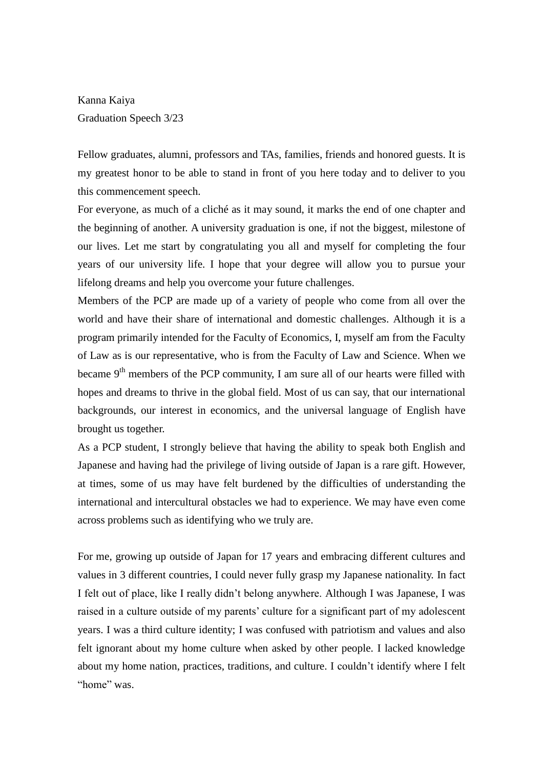Kanna Kaiya

Graduation Speech 3/23

Fellow graduates, alumni, professors and TAs, families, friends and honored guests. It is my greatest honor to be able to stand in front of you here today and to deliver to you this commencement speech.

For everyone, as much of a cliché as it may sound, it marks the end of one chapter and the beginning of another. A university graduation is one, if not the biggest, milestone of our lives. Let me start by congratulating you all and myself for completing the four years of our university life. I hope that your degree will allow you to pursue your lifelong dreams and help you overcome your future challenges.

Members of the PCP are made up of a variety of people who come from all over the world and have their share of international and domestic challenges. Although it is a program primarily intended for the Faculty of Economics, I, myself am from the Faculty of Law as is our representative, who is from the Faculty of Law and Science. When we became 9th members of the PCP community, I am sure all of our hearts were filled with hopes and dreams to thrive in the global field. Most of us can say, that our international backgrounds, our interest in economics, and the universal language of English have brought us together.

As a PCP student, I strongly believe that having the ability to speak both English and Japanese and having had the privilege of living outside of Japan is a rare gift. However, at times, some of us may have felt burdened by the difficulties of understanding the international and intercultural obstacles we had to experience. We may have even come across problems such as identifying who we truly are.

For me, growing up outside of Japan for 17 years and embracing different cultures and values in 3 different countries, I could never fully grasp my Japanese nationality. In fact I felt out of place, like I really didn't belong anywhere. Although I was Japanese, I was raised in a culture outside of my parents' culture for a significant part of my adolescent years. I was a third culture identity; I was confused with patriotism and values and also felt ignorant about my home culture when asked by other people. I lacked knowledge about my home nation, practices, traditions, and culture. I couldn't identify where I felt "home" was.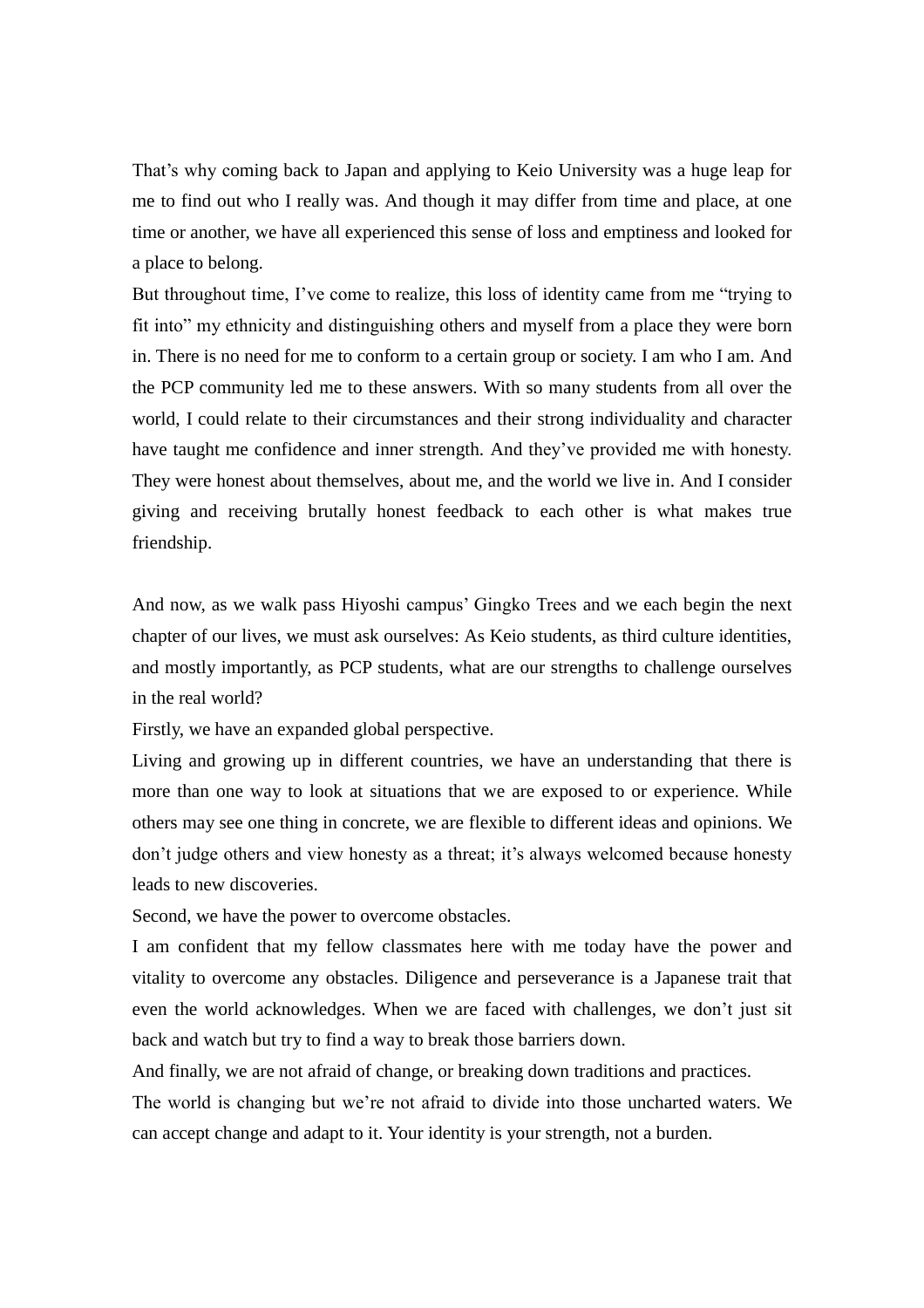That's why coming back to Japan and applying to Keio University was a huge leap for me to find out who I really was. And though it may differ from time and place, at one time or another, we have all experienced this sense of loss and emptiness and looked for a place to belong.

But throughout time, I've come to realize, this loss of identity came from me "trying to fit into" my ethnicity and distinguishing others and myself from a place they were born in. There is no need for me to conform to a certain group or society. I am who I am. And the PCP community led me to these answers. With so many students from all over the world, I could relate to their circumstances and their strong individuality and character have taught me confidence and inner strength. And they've provided me with honesty. They were honest about themselves, about me, and the world we live in. And I consider giving and receiving brutally honest feedback to each other is what makes true friendship.

And now, as we walk pass Hiyoshi campus' Gingko Trees and we each begin the next chapter of our lives, we must ask ourselves: As Keio students, as third culture identities, and mostly importantly, as PCP students, what are our strengths to challenge ourselves in the real world?

Firstly, we have an expanded global perspective.

Living and growing up in different countries, we have an understanding that there is more than one way to look at situations that we are exposed to or experience. While others may see one thing in concrete, we are flexible to different ideas and opinions. We don't judge others and view honesty as a threat; it's always welcomed because honesty leads to new discoveries.

Second, we have the power to overcome obstacles.

I am confident that my fellow classmates here with me today have the power and vitality to overcome any obstacles. Diligence and perseverance is a Japanese trait that even the world acknowledges. When we are faced with challenges, we don't just sit back and watch but try to find a way to break those barriers down.

And finally, we are not afraid of change, or breaking down traditions and practices.

The world is changing but we're not afraid to divide into those uncharted waters. We can accept change and adapt to it. Your identity is your strength, not a burden.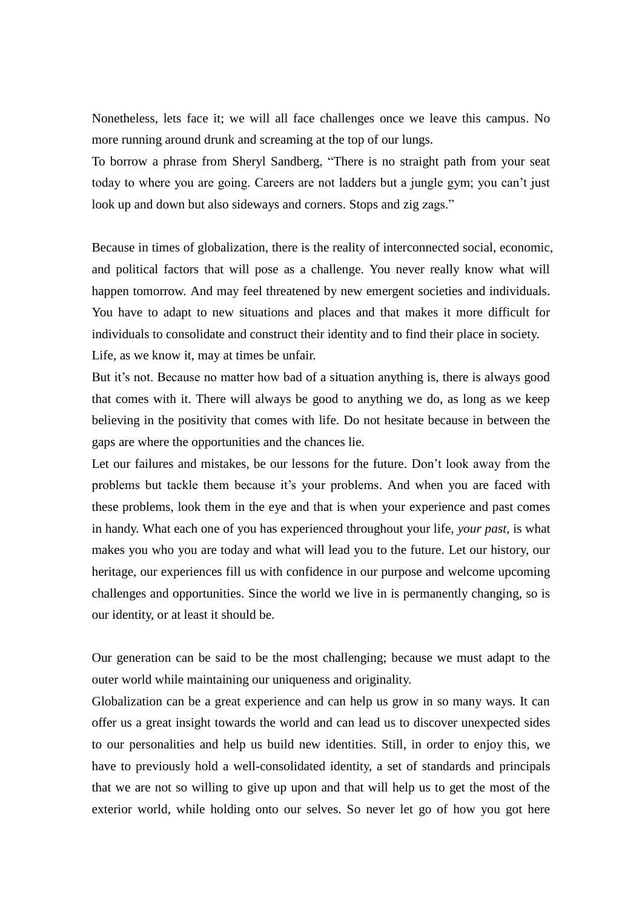Nonetheless, lets face it; we will all face challenges once we leave this campus. No more running around drunk and screaming at the top of our lungs.

To borrow a phrase from Sheryl Sandberg, “There is no straight path from your seat today to where you are going. Careers are not ladders but a jungle gym; you can’t just look up and down but also sideways and corners. Stops and zig zags.”

Because in times of globalization, there is the reality of interconnected social, economic, and political factors that will pose as a challenge. You never really know what will happen tomorrow. And may feel threatened by new emergent societies and individuals. You have to adapt to new situations and places and that makes it more difficult for individuals to consolidate and construct their identity and to find their place in society.

Life, as we know it, may at times be unfair.

But it’s not. Because no matter how bad of a situation anything is, there is always good that comes with it. There will always be good to anything we do, as long as we keep believing in the positivity that comes with life. Do not hesitate because in between the gaps are where the opportunities and the chances lie.

Let our failures and mistakes, be our lessons for the future. Don’t look away from the problems but tackle them because it’s your problems. And when you are faced with these problems, look them in the eye and that is when your experience and past comes in handy. What each one of you has experienced throughout your life, *your past*, is what makes you who you are today and what will lead you to the future. Let our history, our heritage, our experiences fill us with confidence in our purpose and welcome upcoming challenges and opportunities. Since the world we live in is permanently changing, so is our identity, or at least it should be.

Our generation can be said to be the most challenging; because we must adapt to the outer world while maintaining our uniqueness and originality.

Globalization can be a great experience and can help us grow in so many ways. It can offer us a great insight towards the world and can lead us to discover unexpected sides to our personalities and help us build new identities. Still, in order to enjoy this, we have to previously hold a well-consolidated identity, a set of standards and principals that we are not so willing to give up upon and that will help us to get the most of the exterior world, while holding onto our selves. So never let go of how you got here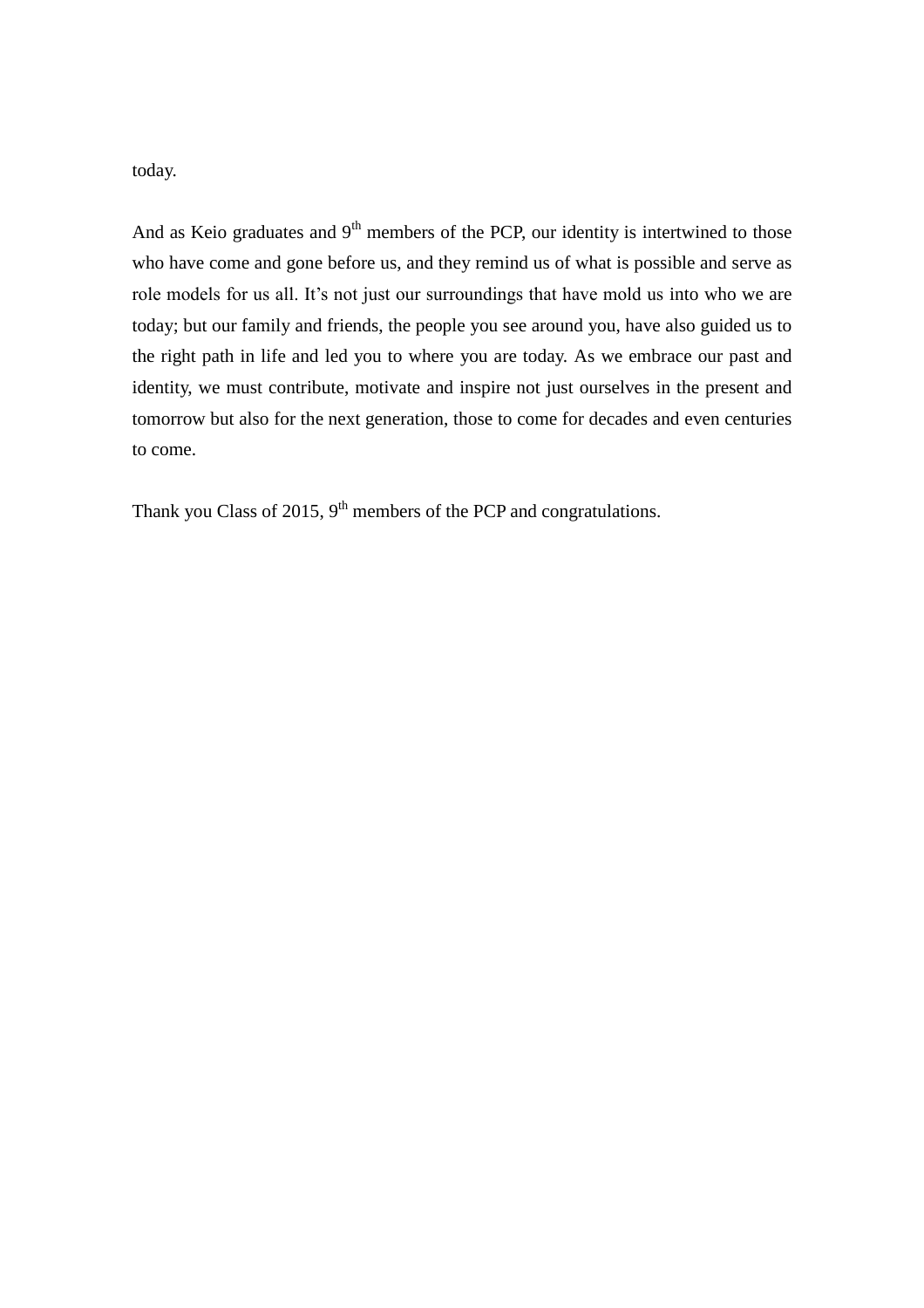today.

And as Keio graduates and 9th members of the PCP, our identity is intertwined to those who have come and gone before us, and they remind us of what is possible and serve as role models for us all. It's not just our surroundings that have mold us into who we are today; but our family and friends, the people you see around you, have also guided us to the right path in life and led you to where you are today. As we embrace our past and identity, we must contribute, motivate and inspire not just ourselves in the present and tomorrow but also for the next generation, those to come for decades and even centuries to come.

Thank you Class of 2015, 9th members of the PCP and congratulations.